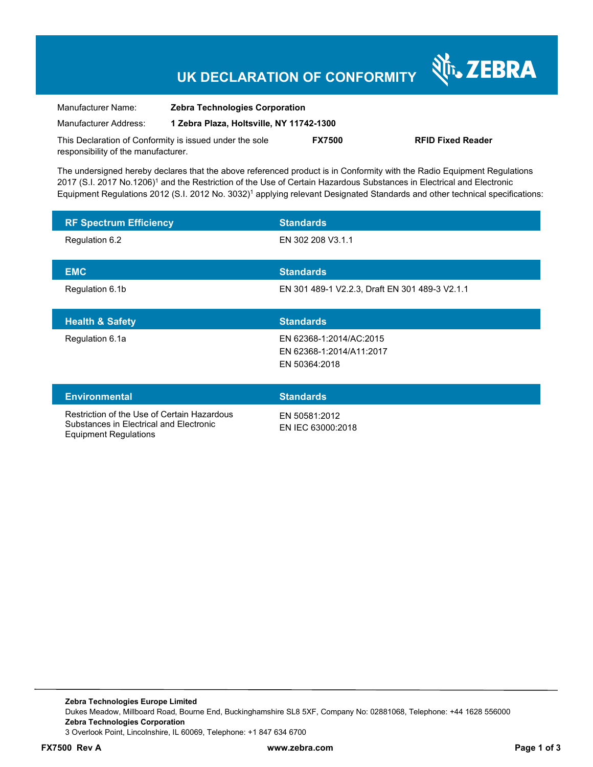# UK DECLARATION OF CONFORMITY

ZEBRA

Manufacturer Name: **Zebra Technologies Corporation**

Manufacturer Address: **1 Zebra Plaza, Holtsville, NY 11742-1300**

This Declaration of Conformity is issued under the sole responsibility of the manufacturer. **FX7500** **RFID Fixed Reader**

The undersigned hereby declares that the above referenced product is in Conformity with the Radio Equipment Regulations 2017 (S.I. 2017 No.1206)[1] and the Restriction of the Use of Certain Hazardous Substances in Electrical and Electronic Equipment Regulations 2012 (S.I. 2012 No. 3032)[1] applying relevant Designated Standards and other technical specifications:

| RF Spectrum Efficiency | Standards |
|---|---|
| Regulation 6.2 | EN 302 208 V3.1.1 |

| EMC | Standards |
|---|---|
| Regulation 6.1b | EN 301 489-1 V2.2.3, Draft EN 301 489-3 V2.1.1 |

| Health & Safety | Standards |
|---|---|
| Regulation 6.1a | EN 62368-1:2014/AC:2015<br>EN 62368-1:2014/A11:2017<br>EN 50364:2018 |

| Environmental | Standards |
|---|---|
| Restriction of the Use of Certain Hazardous Substances in Electrical and Electronic Equipment Regulations | EN 50581:2012<br>EN IEC 63000:2018 |

**Zebra Technologies Europe Limited**
Dukes Meadow, Millboard Road, Bourne End, Buckinghamshire SL8 5XF, Company No: 02881068, Telephone: +44 1628 556000
**Zebra Technologies Corporation**
3 Overlook Point, Lincolnshire, IL 60069, Telephone: +1 847 634 6700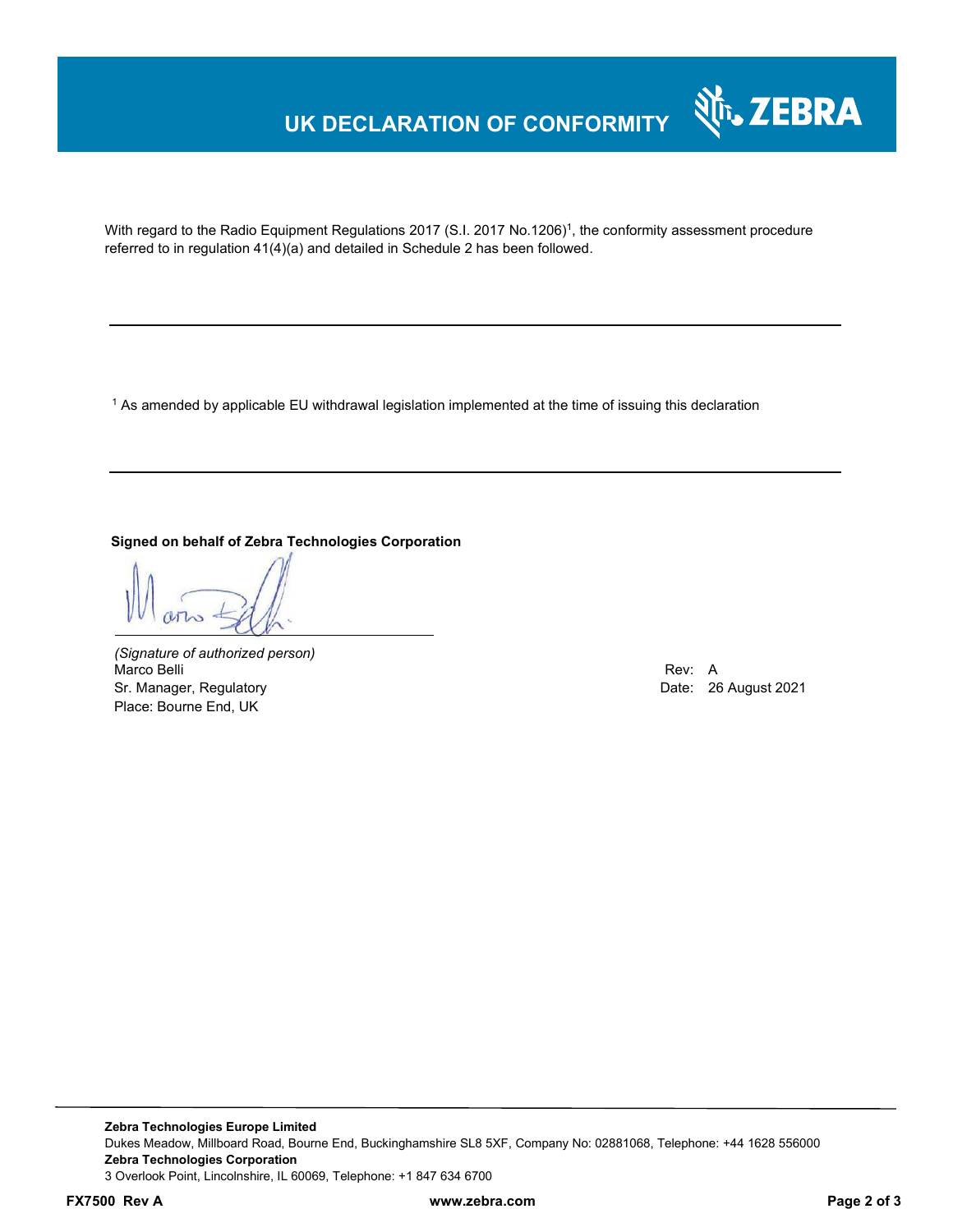# UK DECLARATION OF CONFORMITY

With regard to the Radio Equipment Regulations 2017 (S.I. 2017 No.1206)[1], the conformity assessment procedure referred to in regulation 41(4)(a) and detailed in Schedule 2 has been followed.

---

[1] As amended by applicable EU withdrawal legislation implemented at the time of issuing this declaration

---

**Signed on behalf of Zebra Technologies Corporation**

*(Signature of authorized person)*
Marco Belli
Sr. Manager, Regulatory
Place: Bourne End, UK

Rev: A
Date: 26 August 2021

**Zebra Technologies Europe Limited**
Dukes Meadow, Millboard Road, Bourne End, Buckinghamshire SL8 5XF, Company No: 02881068, Telephone: +44 1628 556000
**Zebra Technologies Corporation**
3 Overlook Point, Lincolnshire, IL 60069, Telephone: +1 847 634 6700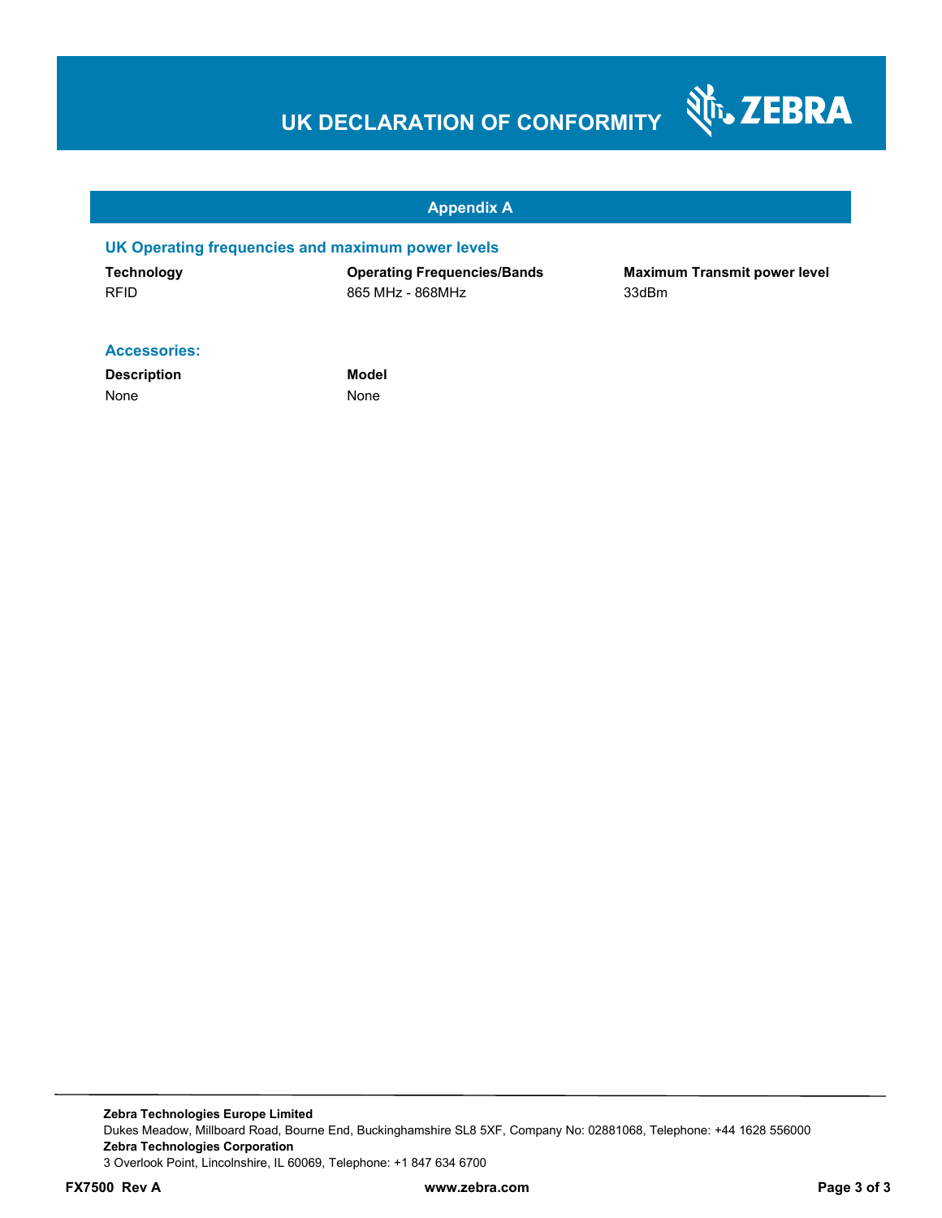# UK DECLARATION OF CONFORMITY

## Appendix A

### UK Operating frequencies and maximum power levels

| Technology | Operating Frequencies/Bands | Maximum Transmit power level |
| --- | --- | --- |
| RFID | 865 MHz - 868MHz | 33dBm |

### Accessories:

| Description | Model |
| --- | --- |
| None | None |

**Zebra Technologies Europe Limited**
Dukes Meadow, Millboard Road, Bourne End, Buckinghamshire SL8 5XF, Company No: 02881068, Telephone: +44 1628 556000
**Zebra Technologies Corporation**
3 Overlook Point, Lincolnshire, IL 60069, Telephone: +1 847 634 6700